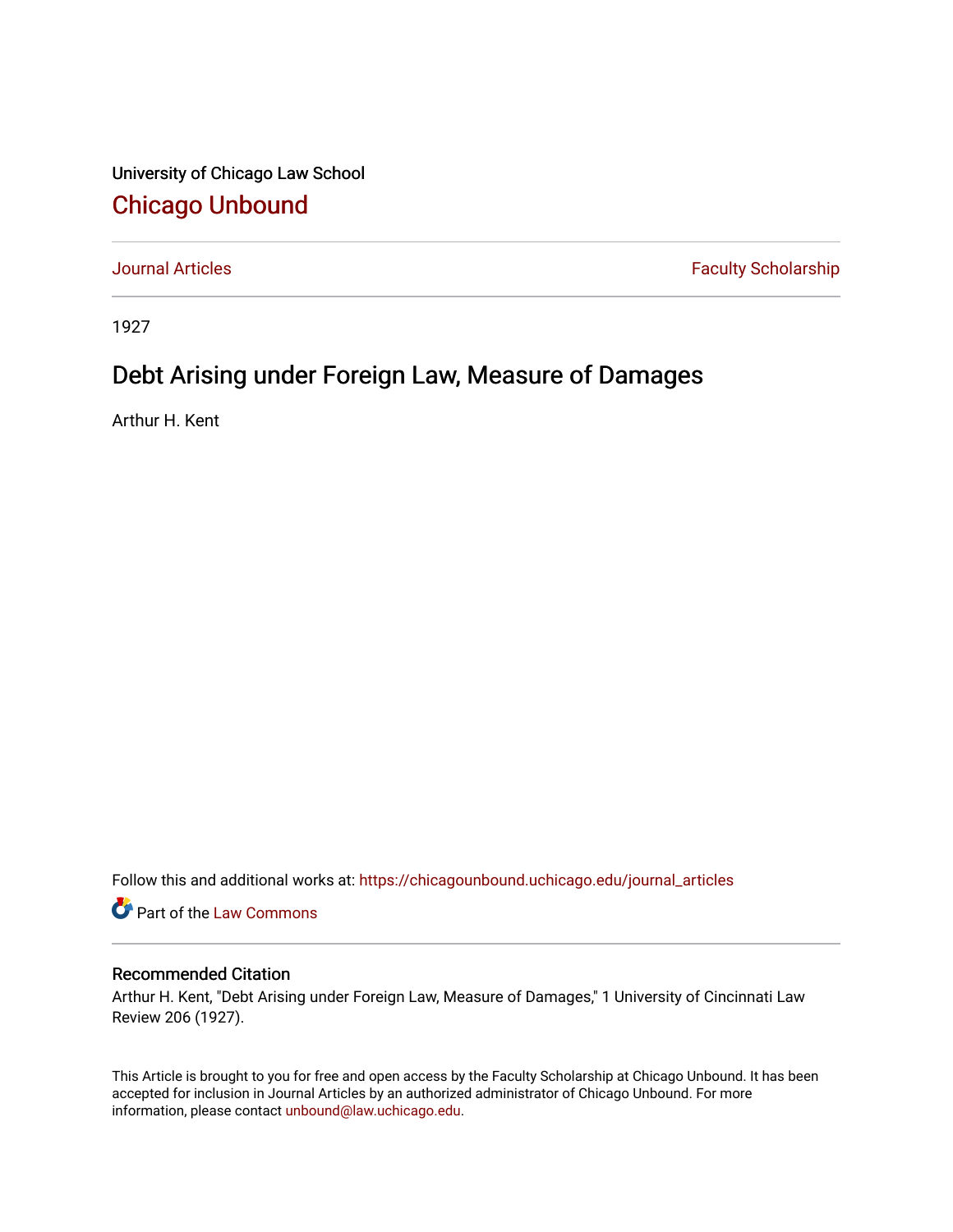University of Chicago Law School

# Chicago Unbound

Journal Articles | Faculty Scholarship

1927

## Debt Arising under Foreign Law, Measure of Damages

Arthur H. Kent

Follow this and additional works at: https://chicagounbound.uchicago.edu/journal_articles

Part of the Law Commons

### Recommended Citation

Arthur H. Kent, "Debt Arising under Foreign Law, Measure of Damages," 1 University of Cincinnati Law Review 206 (1927).

This Article is brought to you for free and open access by the Faculty Scholarship at Chicago Unbound. It has been accepted for inclusion in Journal Articles by an authorized administrator of Chicago Unbound. For more information, please contact unbound@law.uchicago.edu.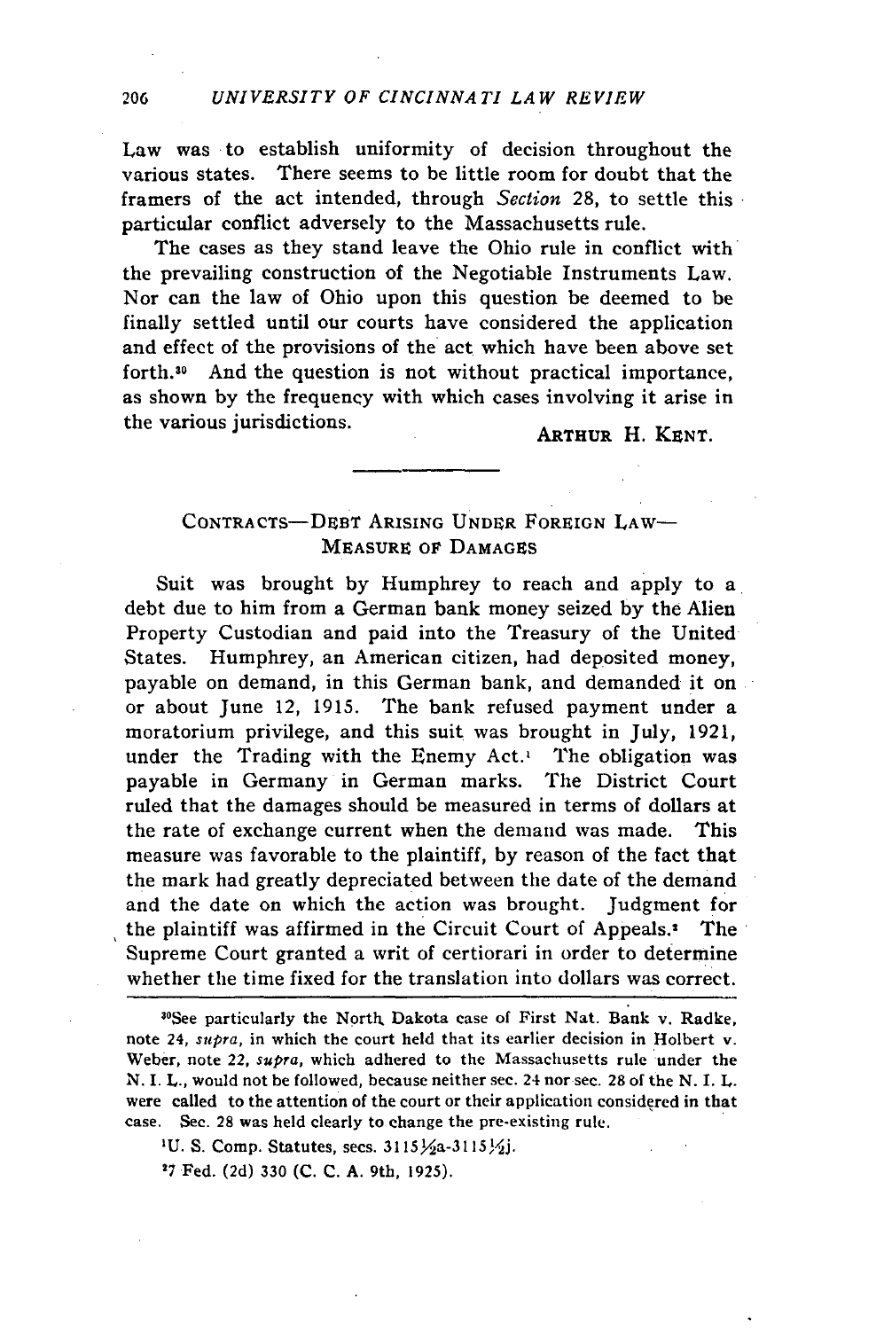Law was to establish uniformity of decision throughout the various states. There seems to be little room for doubt that the framers of the act intended, through *Section* 28, to settle this particular conflict adversely to the Massachusetts rule.

The cases as they stand leave the Ohio rule in conflict with the prevailing construction of the Negotiable Instruments Law. Nor can the law of Ohio upon this question be deemed to be finally settled until our courts have considered the application and effect of the provisions of the act which have been above set forth.[30] And the question is not without practical importance, as shown by the frequency with which cases involving it arise in the various jurisdictions.

ARTHUR H. KENT.

---

## CONTRACTS—DEBT ARISING UNDER FOREIGN LAW—MEASURE OF DAMAGES

Suit was brought by Humphrey to reach and apply to a debt due to him from a German bank money seized by the Alien Property Custodian and paid into the Treasury of the United States. Humphrey, an American citizen, had deposited money, payable on demand, in this German bank, and demanded it on or about June 12, 1915. The bank refused payment under a moratorium privilege, and this suit was brought in July, 1921, under the Trading with the Enemy Act.[1] The obligation was payable in Germany in German marks. The District Court ruled that the damages should be measured in terms of dollars at the rate of exchange current when the demand was made. This measure was favorable to the plaintiff, by reason of the fact that the mark had greatly depreciated between the date of the demand and the date on which the action was brought. Judgment for the plaintiff was affirmed in the Circuit Court of Appeals.[2] The Supreme Court granted a writ of certiorari in order to determine whether the time fixed for the translation into dollars was correct.

---

[30]See particularly the North Dakota case of First Nat. Bank v. Radke, note 24, *supra*, in which the court held that its earlier decision in Holbert v. Weber, note 22, *supra*, which adhered to the Massachusetts rule under the N. I. L., would not be followed, because neither sec. 24 nor sec. 28 of the N. I. L. were called to the attention of the court or their application considered in that case. Sec. 28 was held clearly to change the pre-existing rule.

[1]U. S. Comp. Statutes, secs. 3115½a-3115½j.

[2]7 Fed. (2d) 330 (C. C. A. 9th, 1925).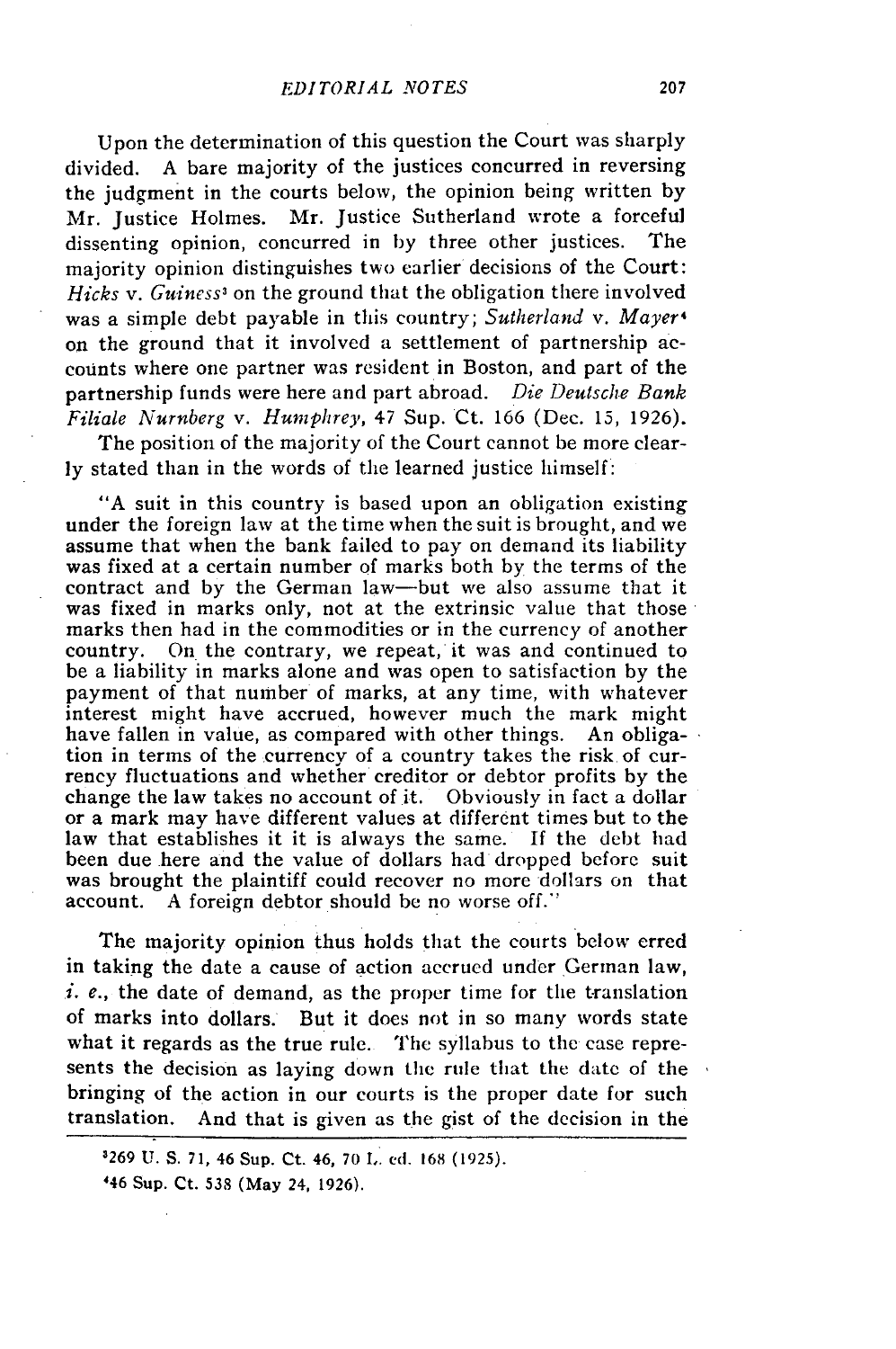Upon the determination of this question the Court was sharply divided. A bare majority of the justices concurred in reversing the judgment in the courts below, the opinion being written by Mr. Justice Holmes. Mr. Justice Sutherland wrote a forceful dissenting opinion, concurred in by three other justices. The majority opinion distinguishes two earlier decisions of the Court: *Hicks* v. *Guiness*[3] on the ground that the obligation there involved was a simple debt payable in this country; *Sutherland* v. *Mayer*[4] on the ground that it involved a settlement of partnership accounts where one partner was resident in Boston, and part of the partnership funds were here and part abroad. *Die Deutsche Bank Filiale Nurnberg* v. *Humphrey*, 47 Sup. Ct. 166 (Dec. 15, 1926).

The position of the majority of the Court cannot be more clearly stated than in the words of the learned justice himself:

> "A suit in this country is based upon an obligation existing under the foreign law at the time when the suit is brought, and we assume that when the bank failed to pay on demand its liability was fixed at a certain number of marks both by the terms of the contract and by the German law—but we also assume that it was fixed in marks only, not at the extrinsic value that those marks then had in the commodities or in the currency of another country. On the contrary, we repeat, it was and continued to be a liability in marks alone and was open to satisfaction by the payment of that number of marks, at any time, with whatever interest might have accrued, however much the mark might have fallen in value, as compared with other things. An obligation in terms of the currency of a country takes the risk of currency fluctuations and whether creditor or debtor profits by the change the law takes no account of it. Obviously in fact a dollar or a mark may have different values at different times but to the law that establishes it it is always the same. If the debt had been due here and the value of dollars had dropped before suit was brought the plaintiff could recover no more dollars on that account. A foreign debtor should be no worse off."

The majority opinion thus holds that the courts below erred in taking the date a cause of action accrued under German law, *i. e.*, the date of demand, as the proper time for the translation of marks into dollars. But it does not in so many words state what it regards as the true rule. The syllabus to the case represents the decision as laying down the rule that the date of the bringing of the action in our courts is the proper date for such translation. And that is given as the gist of the decision in the

---

[3] 269 U. S. 71, 46 Sup. Ct. 46, 70 L. ed. 168 (1925).

[4] 46 Sup. Ct. 538 (May 24, 1926).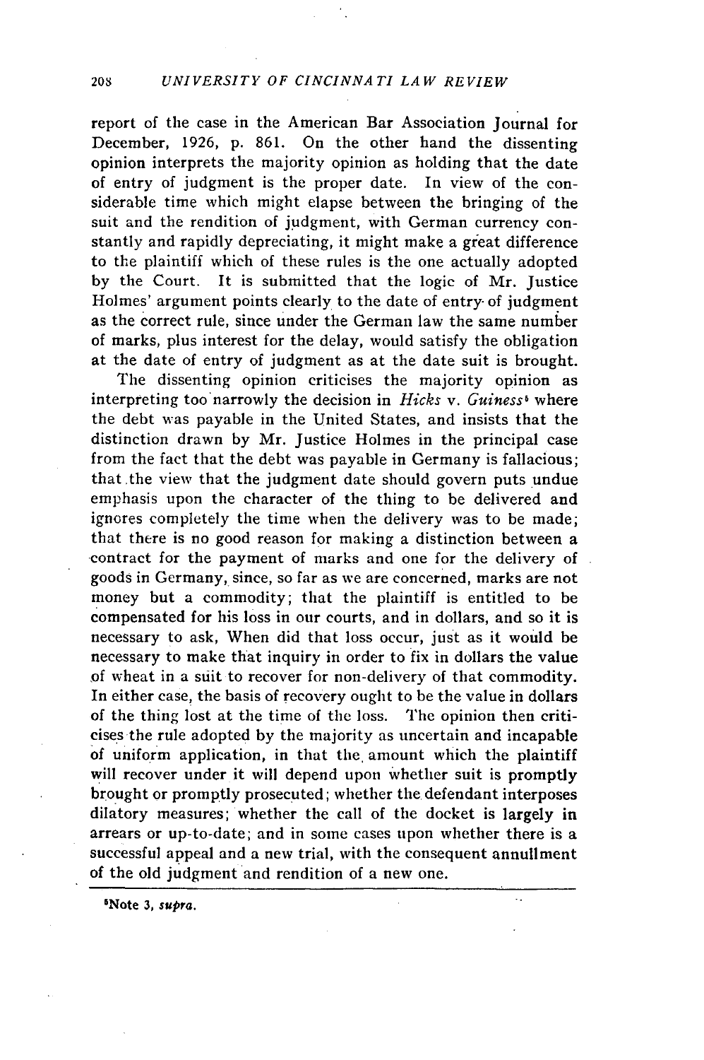report of the case in the American Bar Association Journal for December, 1926, p. 861. On the other hand the dissenting opinion interprets the majority opinion as holding that the date of entry of judgment is the proper date. In view of the considerable time which might elapse between the bringing of the suit and the rendition of judgment, with German currency constantly and rapidly depreciating, it might make a great difference to the plaintiff which of these rules is the one actually adopted by the Court. It is submitted that the logic of Mr. Justice Holmes' argument points clearly to the date of entry of judgment as the correct rule, since under the German law the same number of marks, plus interest for the delay, would satisfy the obligation at the date of entry of judgment as at the date suit is brought.

The dissenting opinion criticises the majority opinion as interpreting too narrowly the decision in *Hicks* v. *Guiness*[5] where the debt was payable in the United States, and insists that the distinction drawn by Mr. Justice Holmes in the principal case from the fact that the debt was payable in Germany is fallacious; that the view that the judgment date should govern puts undue emphasis upon the character of the thing to be delivered and ignores completely the time when the delivery was to be made; that there is no good reason for making a distinction between a contract for the payment of marks and one for the delivery of goods in Germany, since, so far as we are concerned, marks are not money but a commodity; that the plaintiff is entitled to be compensated for his loss in our courts, and in dollars, and so it is necessary to ask, When did that loss occur, just as it would be necessary to make that inquiry in order to fix in dollars the value of wheat in a suit to recover for non-delivery of that commodity. In either case, the basis of recovery ought to be the value in dollars of the thing lost at the time of the loss. The opinion then criticises the rule adopted by the majority as uncertain and incapable of uniform application, in that the amount which the plaintiff will recover under it will depend upon whether suit is promptly brought or promptly prosecuted; whether the defendant interposes dilatory measures; whether the call of the docket is largely in arrears or up-to-date; and in some cases upon whether there is a successful appeal and a new trial, with the consequent annullment of the old judgment and rendition of a new one.

---

[5]Note 3, *supra*.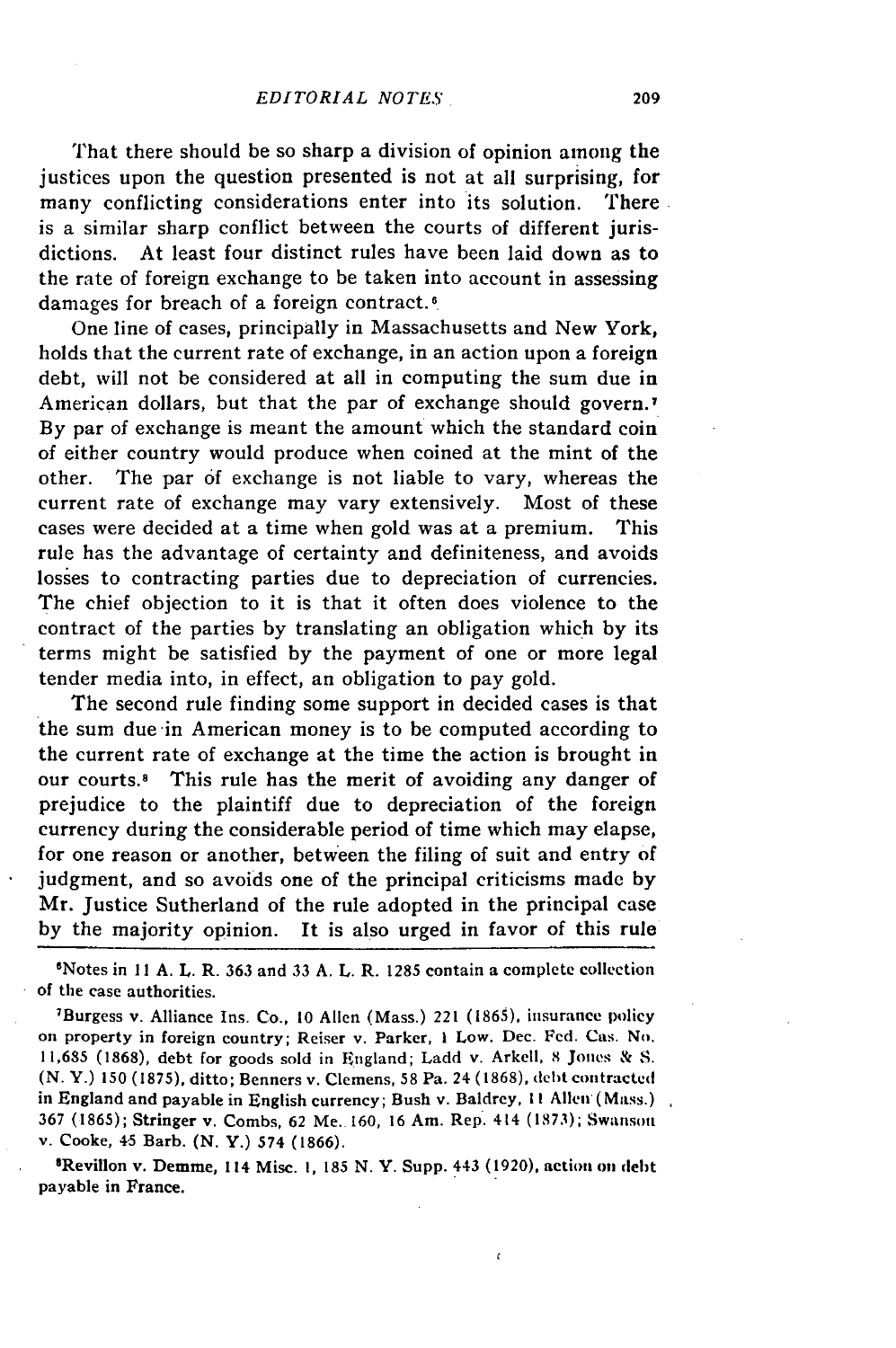That there should be so sharp a division of opinion among the justices upon the question presented is not at all surprising, for many conflicting considerations enter into its solution. There is a similar sharp conflict between the courts of different jurisdictions. At least four distinct rules have been laid down as to the rate of foreign exchange to be taken into account in assessing damages for breach of a foreign contract.[6]

One line of cases, principally in Massachusetts and New York, holds that the current rate of exchange, in an action upon a foreign debt, will not be considered at all in computing the sum due in American dollars, but that the par of exchange should govern.[7] By par of exchange is meant the amount which the standard coin of either country would produce when coined at the mint of the other. The par of exchange is not liable to vary, whereas the current rate of exchange may vary extensively. Most of these cases were decided at a time when gold was at a premium. This rule has the advantage of certainty and definiteness, and avoids losses to contracting parties due to depreciation of currencies. The chief objection to it is that it often does violence to the contract of the parties by translating an obligation which by its terms might be satisfied by the payment of one or more legal tender media into, in effect, an obligation to pay gold.

The second rule finding some support in decided cases is that the sum due in American money is to be computed according to the current rate of exchange at the time the action is brought in our courts.[8] This rule has the merit of avoiding any danger of prejudice to the plaintiff due to depreciation of the foreign currency during the considerable period of time which may elapse, for one reason or another, between the filing of suit and entry of judgment, and so avoids one of the principal criticisms made by Mr. Justice Sutherland of the rule adopted in the principal case by the majority opinion. It is also urged in favor of this rule

[6] Notes in 11 A. L. R. 363 and 33 A. L. R. 1285 contain a complete collection of the case authorities.

[7] Burgess v. Alliance Ins. Co., 10 Allen (Mass.) 221 (1865), insurance policy on property in foreign country; Reiser v. Parker, 1 Low. Dec. Fed. Cas. No. 11,685 (1868), debt for goods sold in England; Ladd v. Arkell, 8 Jones & S. (N. Y.) 150 (1875), ditto; Benners v. Clemens, 58 Pa. 24 (1868), debt contracted in England and payable in English currency; Bush v. Baldrey, 11 Allen (Mass.) 367 (1865); Stringer v. Combs, 62 Me. 160, 16 Am. Rep. 414 (1873); Swanson v. Cooke, 45 Barb. (N. Y.) 574 (1866).

[8] Revillon v. Demme, 114 Misc. 1, 185 N. Y. Supp. 443 (1920), action on debt payable in France.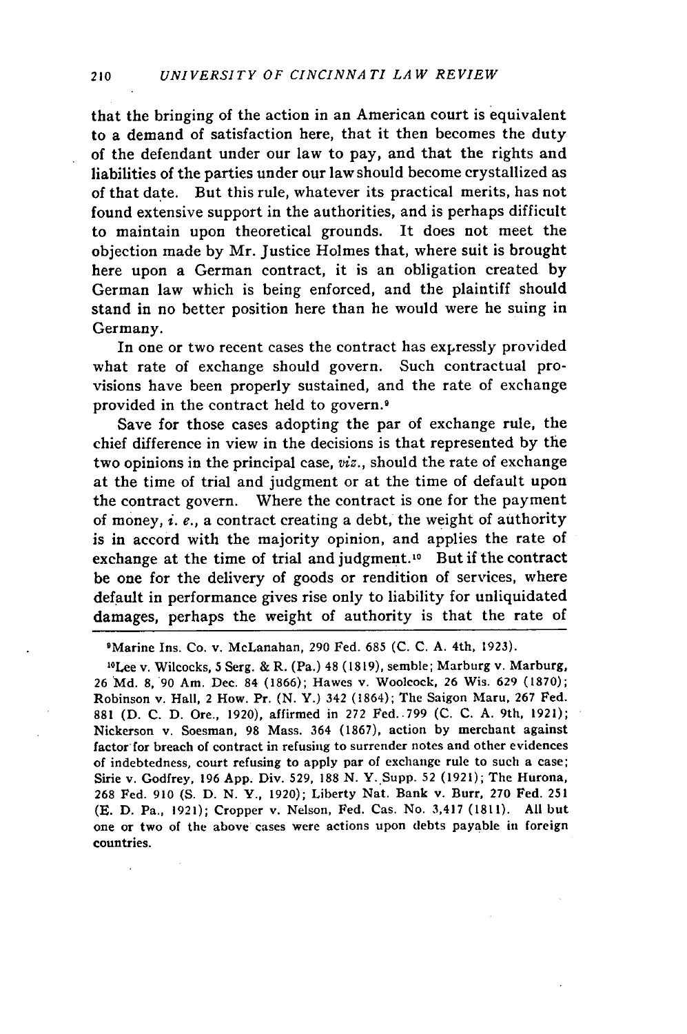that the bringing of the action in an American court is equivalent to a demand of satisfaction here, that it then becomes the duty of the defendant under our law to pay, and that the rights and liabilities of the parties under our law should become crystallized as of that date. But this rule, whatever its practical merits, has not found extensive support in the authorities, and is perhaps difficult to maintain upon theoretical grounds. It does not meet the objection made by Mr. Justice Holmes that, where suit is brought here upon a German contract, it is an obligation created by German law which is being enforced, and the plaintiff should stand in no better position here than he would were he suing in Germany.

In one or two recent cases the contract has expressly provided what rate of exchange should govern. Such contractual provisions have been properly sustained, and the rate of exchange provided in the contract held to govern.[9]

Save for those cases adopting the par of exchange rule, the chief difference in view in the decisions is that represented by the two opinions in the principal case, *viz.*, should the rate of exchange at the time of trial and judgment or at the time of default upon the contract govern. Where the contract is one for the payment of money, *i. e.*, a contract creating a debt, the weight of authority is in accord with the majority opinion, and applies the rate of exchange at the time of trial and judgment.[10] But if the contract be one for the delivery of goods or rendition of services, where default in performance gives rise only to liability for unliquidated damages, perhaps the weight of authority is that the rate of

---

[9]Marine Ins. Co. v. McLanahan, 290 Fed. 685 (C. C. A. 4th, 1923).

[10]Lee v. Wilcocks, 5 Serg. & R. (Pa.) 48 (1819), semble; Marburg v. Marburg, 26 Md. 8, 90 Am. Dec. 84 (1866); Hawes v. Woolcock, 26 Wis. 629 (1870); Robinson v. Hall, 2 How. Pr. (N. Y.) 342 (1864); The Saigon Maru, 267 Fed. 881 (D. C. D. Ore., 1920), affirmed in 272 Fed. 799 (C. C. A. 9th, 1921); Nickerson v. Soesman, 98 Mass. 364 (1867), action by merchant against factor for breach of contract in refusing to surrender notes and other evidences of indebtedness, court refusing to apply par of exchange rule to such a case; Sirie v. Godfrey, 196 App. Div. 529, 188 N. Y. Supp. 52 (1921); The Hurona, 268 Fed. 910 (S. D. N. Y., 1920); Liberty Nat. Bank v. Burr, 270 Fed. 251 (E. D. Pa., 1921); Cropper v. Nelson, Fed. Cas. No. 3,417 (1811). All but one or two of the above cases were actions upon debts payable in foreign countries.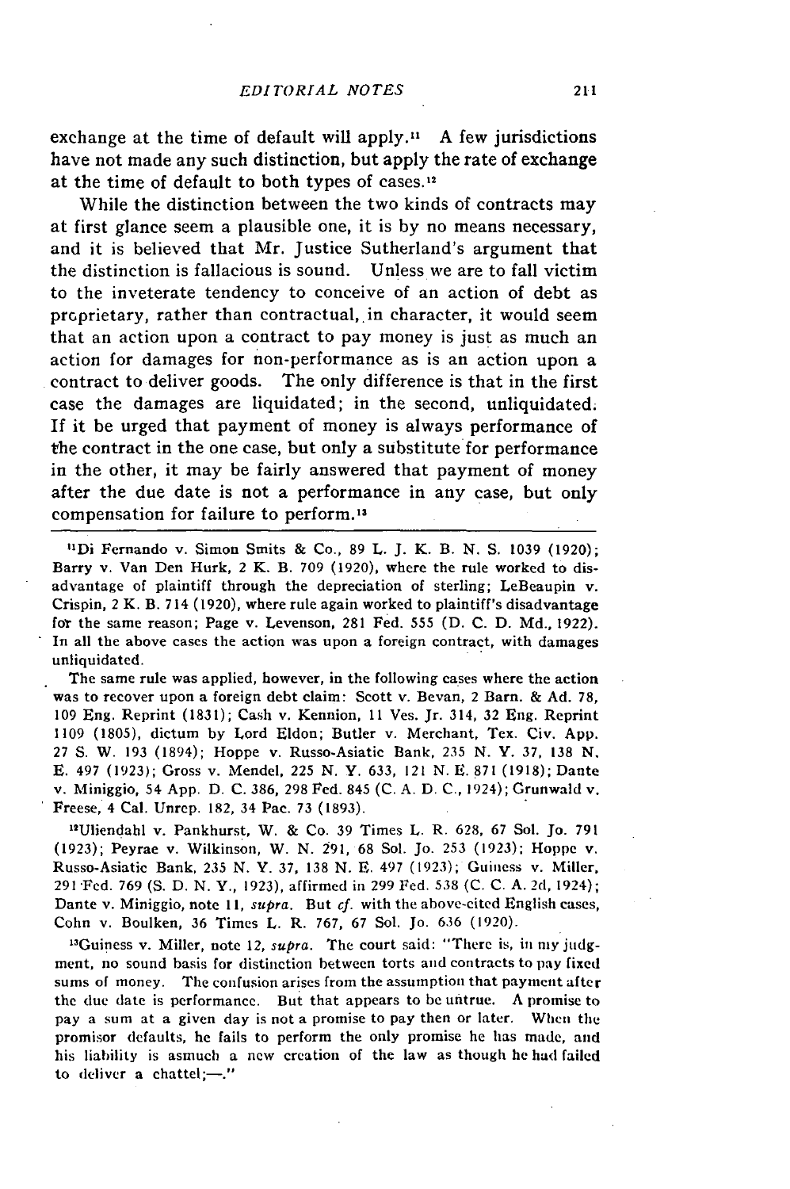exchange at the time of default will apply.[11] A few jurisdictions have not made any such distinction, but apply the rate of exchange at the time of default to both types of cases.[12]

While the distinction between the two kinds of contracts may at first glance seem a plausible one, it is by no means necessary, and it is believed that Mr. Justice Sutherland's argument that the distinction is fallacious is sound. Unless we are to fall victim to the inveterate tendency to conceive of an action of debt as proprietary, rather than contractual, in character, it would seem that an action upon a contract to pay money is just as much an action for damages for non-performance as is an action upon a contract to deliver goods. The only difference is that in the first case the damages are liquidated; in the second, unliquidated. If it be urged that payment of money is always performance of the contract in the one case, but only a substitute for performance in the other, it may be fairly answered that payment of money after the due date is not a performance in any case, but only compensation for failure to perform.[13]

---

[11]Di Fernando v. Simon Smits & Co., 89 L. J. K. B. N. S. 1039 (1920); Barry v. Van Den Hurk, 2 K. B. 709 (1920), where the rule worked to disadvantage of plaintiff through the depreciation of sterling; LeBeaupin v. Crispin, 2 K. B. 714 (1920), where rule again worked to plaintiff's disadvantage for the same reason; Page v. Levenson, 281 Fed. 555 (D. C. D. Md., 1922). In all the above cases the action was upon a foreign contract, with damages unliquidated.

The same rule was applied, however, in the following cases where the action was to recover upon a foreign debt claim: Scott v. Bevan, 2 Barn. & Ad. 78, 109 Eng. Reprint (1831); Cash v. Kennion, 11 Ves. Jr. 314, 32 Eng. Reprint 1109 (1805), dictum by Lord Eldon; Butler v. Merchant, Tex. Civ. App. 27 S. W. 193 (1894); Hoppe v. Russo-Asiatic Bank, 235 N. Y. 37, 138 N. E. 497 (1923); Gross v. Mendel, 225 N. Y. 633, 121 N. E. 871 (1918); Dante v. Miniggio, 54 App. D. C. 386, 298 Fed. 845 (C. A. D. C., 1924); Grunwald v. Freese, 4 Cal. Unrep. 182, 34 Pac. 73 (1893).

[12]Uliendahl v. Pankhurst, W. & Co. 39 Times L. R. 628, 67 Sol. Jo. 791 (1923); Peyrae v. Wilkinson, W. N. 291, 68 Sol. Jo. 253 (1923); Hoppe v. Russo-Asiatic Bank, 235 N. Y. 37, 138 N. E. 497 (1923); Guiness v. Miller, 291 Fed. 769 (S. D. N. Y., 1923), affirmed in 299 Fed. 538 (C. C. A. 2d, 1924); Dante v. Miniggio, note 11, *supra*. But *cf.* with the above-cited English cases, Cohn v. Boulken, 36 Times L. R. 767, 67 Sol. Jo. 636 (1920).

[13]Guiness v. Miller, note 12, *supra*. The court said: "There is, in my judgment, no sound basis for distinction between torts and contracts to pay fixed sums of money. The confusion arises from the assumption that payment after the due date is performance. But that appears to be untrue. A promise to pay a sum at a given day is not a promise to pay then or later. When the promisor defaults, he fails to perform the only promise he has made, and his liability is asmuch a new creation of the law as though he had failed to deliver a chattel;—."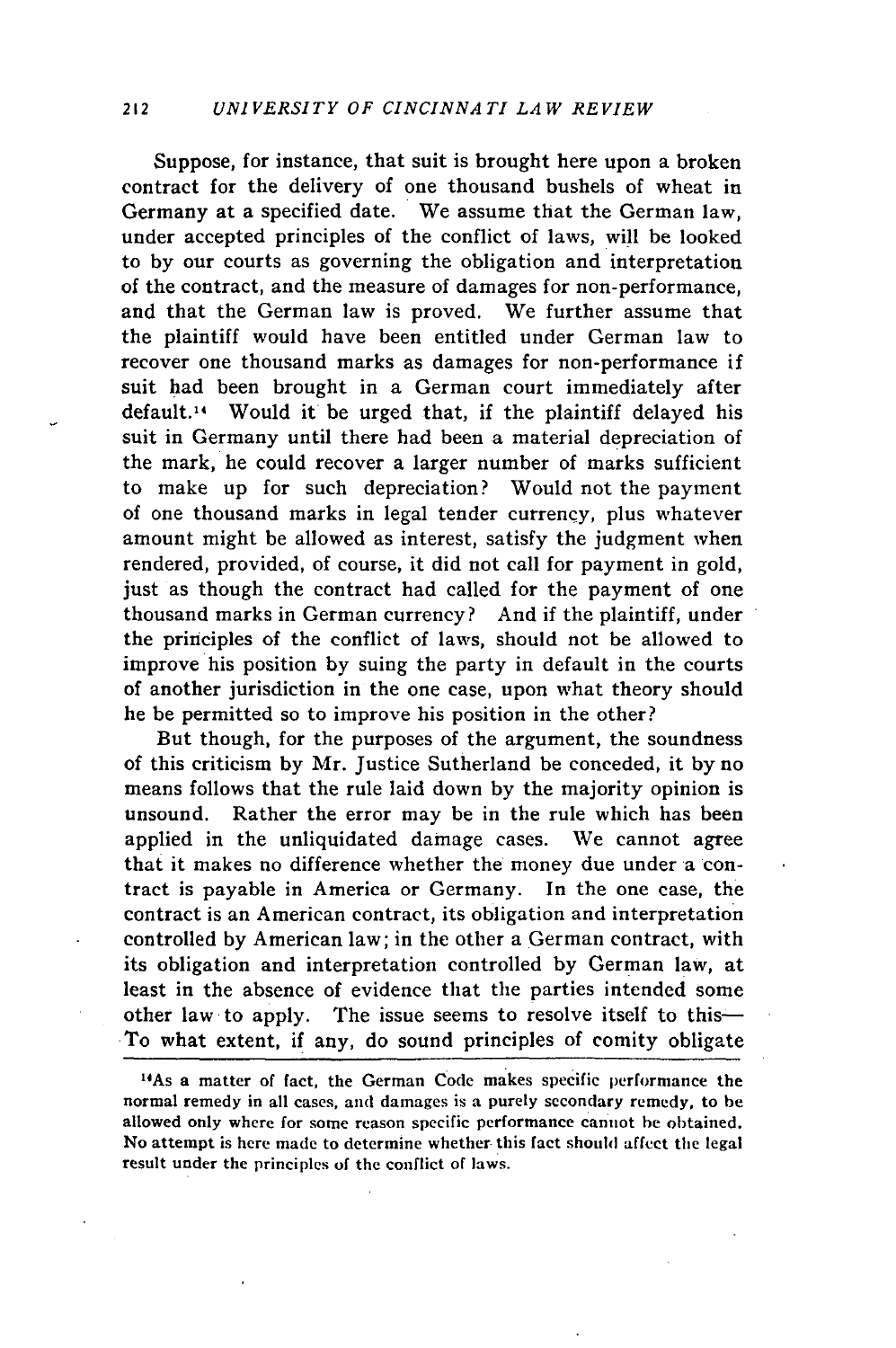Suppose, for instance, that suit is brought here upon a broken contract for the delivery of one thousand bushels of wheat in Germany at a specified date. We assume that the German law, under accepted principles of the conflict of laws, will be looked to by our courts as governing the obligation and interpretation of the contract, and the measure of damages for non-performance, and that the German law is proved. We further assume that the plaintiff would have been entitled under German law to recover one thousand marks as damages for non-performance if suit had been brought in a German court immediately after default.[14] Would it be urged that, if the plaintiff delayed his suit in Germany until there had been a material depreciation of the mark, he could recover a larger number of marks sufficient to make up for such depreciation? Would not the payment of one thousand marks in legal tender currency, plus whatever amount might be allowed as interest, satisfy the judgment when rendered, provided, of course, it did not call for payment in gold, just as though the contract had called for the payment of one thousand marks in German currency? And if the plaintiff, under the principles of the conflict of laws, should not be allowed to improve his position by suing the party in default in the courts of another jurisdiction in the one case, upon what theory should he be permitted so to improve his position in the other?

But though, for the purposes of the argument, the soundness of this criticism by Mr. Justice Sutherland be conceded, it by no means follows that the rule laid down by the majority opinion is unsound. Rather the error may be in the rule which has been applied in the unliquidated damage cases. We cannot agree that it makes no difference whether the money due under a contract is payable in America or Germany. In the one case, the contract is an American contract, its obligation and interpretation controlled by American law; in the other a German contract, with its obligation and interpretation controlled by German law, at least in the absence of evidence that the parties intended some other law to apply. The issue seems to resolve itself to this— To what extent, if any, do sound principles of comity obligate

[14] As a matter of fact, the German Code makes specific performance the normal remedy in all cases, and damages is a purely secondary remedy, to be allowed only where for some reason specific performance cannot be obtained. No attempt is here made to determine whether this fact should affect the legal result under the principles of the conflict of laws.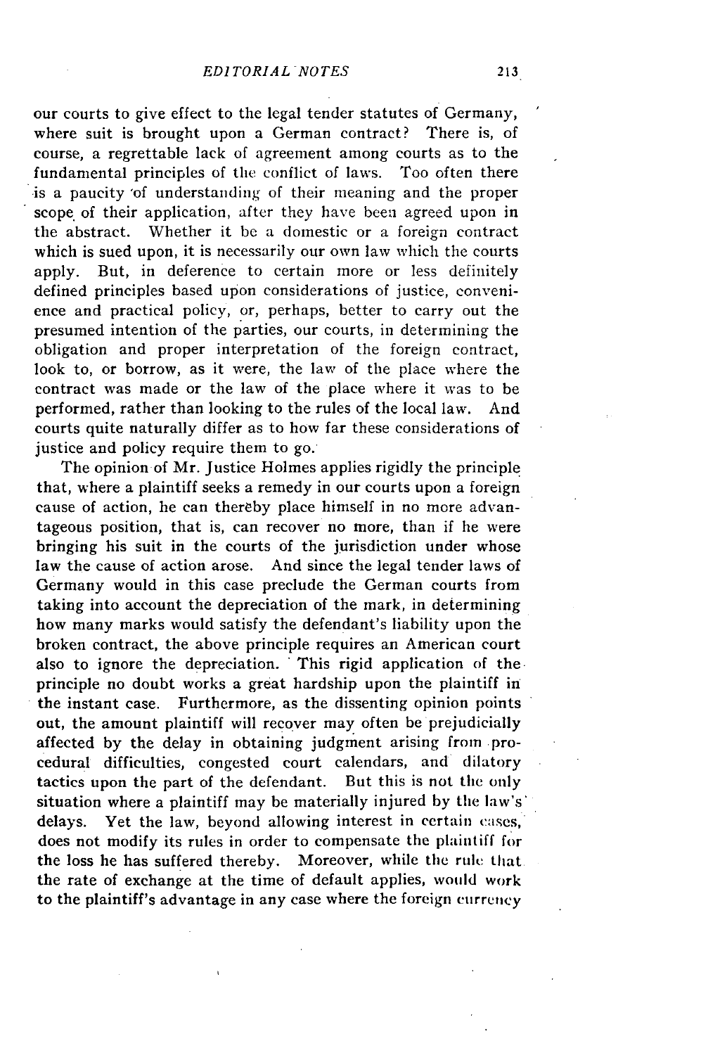our courts to give effect to the legal tender statutes of Germany, where suit is brought upon a German contract? There is, of course, a regrettable lack of agreement among courts as to the fundamental principles of the conflict of laws. Too often there is a paucity of understanding of their meaning and the proper scope of their application, after they have been agreed upon in the abstract. Whether it be a domestic or a foreign contract which is sued upon, it is necessarily our own law which the courts apply. But, in deference to certain more or less definitely defined principles based upon considerations of justice, convenience and practical policy, or, perhaps, better to carry out the presumed intention of the parties, our courts, in determining the obligation and proper interpretation of the foreign contract, look to, or borrow, as it were, the law of the place where the contract was made or the law of the place where it was to be performed, rather than looking to the rules of the local law. And courts quite naturally differ as to how far these considerations of justice and policy require them to go.

The opinion of Mr. Justice Holmes applies rigidly the principle that, where a plaintiff seeks a remedy in our courts upon a foreign cause of action, he can thereby place himself in no more advantageous position, that is, can recover no more, than if he were bringing his suit in the courts of the jurisdiction under whose law the cause of action arose. And since the legal tender laws of Germany would in this case preclude the German courts from taking into account the depreciation of the mark, in determining how many marks would satisfy the defendant's liability upon the broken contract, the above principle requires an American court also to ignore the depreciation. This rigid application of the principle no doubt works a great hardship upon the plaintiff in the instant case. Furthermore, as the dissenting opinion points out, the amount plaintiff will recover may often be prejudicially affected by the delay in obtaining judgment arising from procedural difficulties, congested court calendars, and dilatory tactics upon the part of the defendant. But this is not the only situation where a plaintiff may be materially injured by the law's delays. Yet the law, beyond allowing interest in certain cases, does not modify its rules in order to compensate the plaintiff for the loss he has suffered thereby. Moreover, while the rule that the rate of exchange at the time of default applies, would work to the plaintiff's advantage in any case where the foreign currency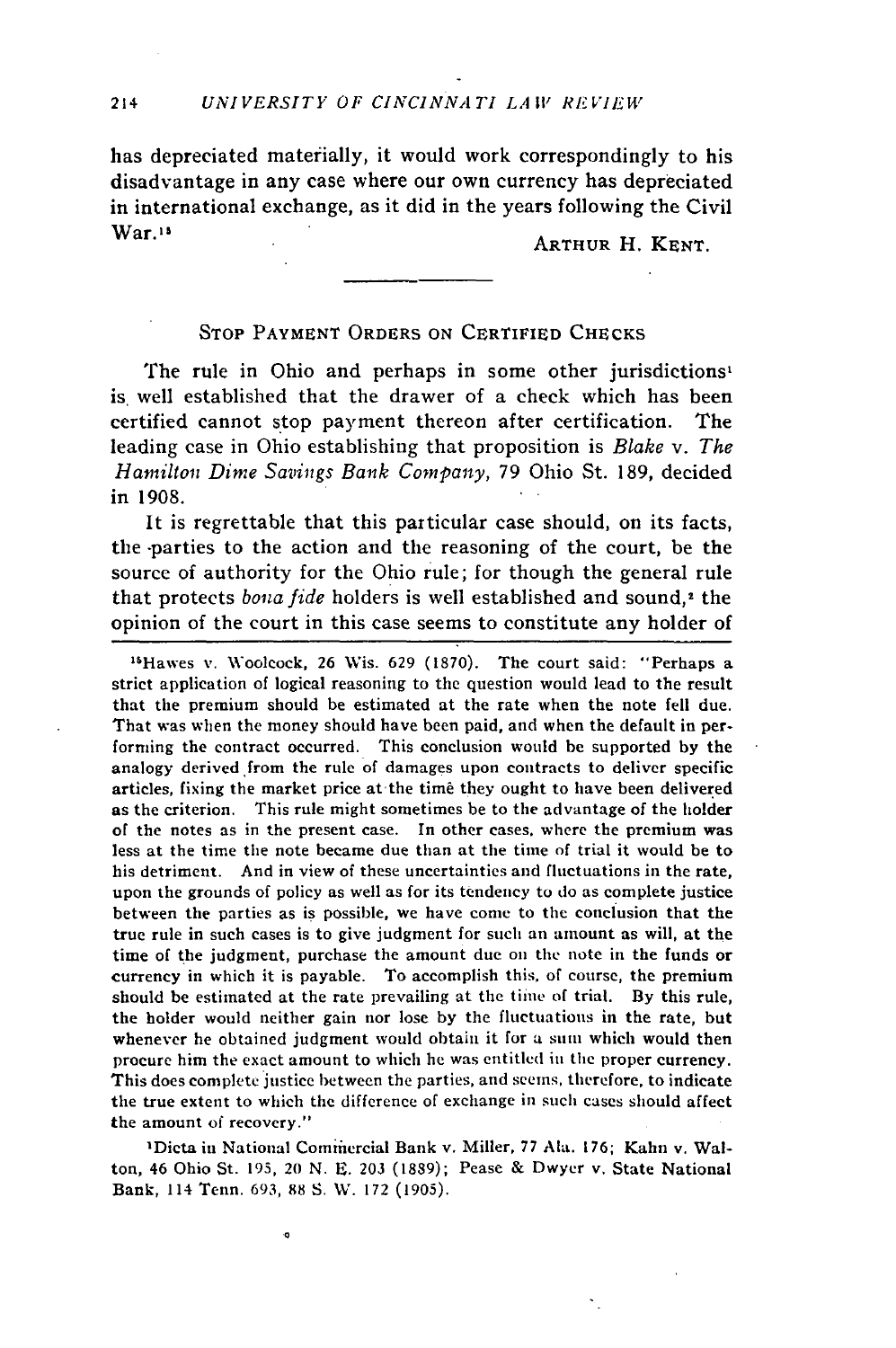has depreciated materially, it would work correspondingly to his disadvantage in any case where our own currency has depreciated in international exchange, as it did in the years following the Civil War.[15]

ARTHUR H. KENT.

## STOP PAYMENT ORDERS ON CERTIFIED CHECKS

The rule in Ohio and perhaps in some other jurisdictions[1] is well established that the drawer of a check which has been certified cannot stop payment thereon after certification. The leading case in Ohio establishing that proposition is *Blake* v. *The Hamilton Dime Savings Bank Company*, 79 Ohio St. 189, decided in 1908.

It is regrettable that this particular case should, on its facts, the parties to the action and the reasoning of the court, be the source of authority for the Ohio rule; for though the general rule that protects *bona fide* holders is well established and sound,[2] the opinion of the court in this case seems to constitute any holder of

---

[15]Hawes v. Woolcock, 26 Wis. 629 (1870). The court said: "Perhaps a strict application of logical reasoning to the question would lead to the result that the premium should be estimated at the rate when the note fell due. That was when the money should have been paid, and when the default in performing the contract occurred. This conclusion would be supported by the analogy derived from the rule of damages upon contracts to deliver specific articles, fixing the market price at the time they ought to have been delivered as the criterion. This rule might sometimes be to the advantage of the holder of the notes as in the present case. In other cases, where the premium was less at the time the note became due than at the time of trial it would be to his detriment. And in view of these uncertainties and fluctuations in the rate, upon the grounds of policy as well as for its tendency to do as complete justice between the parties as is possible, we have come to the conclusion that the true rule in such cases is to give judgment for such an amount as will, at the time of the judgment, purchase the amount due on the note in the funds or currency in which it is payable. To accomplish this, of course, the premium should be estimated at the rate prevailing at the time of trial. By this rule, the holder would neither gain nor lose by the fluctuations in the rate, but whenever he obtained judgment would obtain it for a sum which would then procure him the exact amount to which he was entitled in the proper currency. This does complete justice between the parties, and seems, therefore, to indicate the true extent to which the difference of exchange in such cases should affect the amount of recovery."

[1]Dicta in National Commercial Bank v. Miller, 77 Ala. 176; Kahn v. Walton, 46 Ohio St. 195, 20 N. E. 203 (1889); Pease & Dwyer v. State National Bank, 114 Tenn. 693, 88 S. W. 172 (1905).